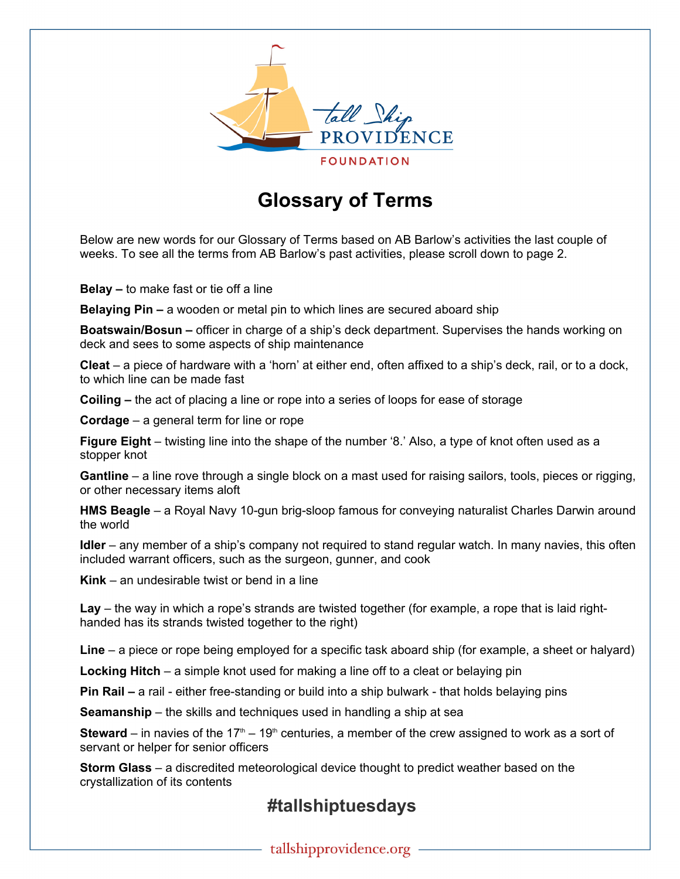tall Ship PROVIDENCE FOUNDATION

# Glossary of Terms

Below are new words for our Glossary of Terms based on AB Barlow's activities the last couple of weeks. To see all the terms from AB Barlow's past activities, please scroll down to page 2.

**Belay –** to make fast or tie off a line

**Belaying Pin –** a wooden or metal pin to which lines are secured aboard ship

**Boatswain/Bosun –** officer in charge of a ship's deck department. Supervises the hands working on deck and sees to some aspects of ship maintenance

**Cleat** – a piece of hardware with a 'horn' at either end, often affixed to a ship's deck, rail, or to a dock, to which line can be made fast

**Coiling –** the act of placing a line or rope into a series of loops for ease of storage

**Cordage** – a general term for line or rope

**Figure Eight** – twisting line into the shape of the number '8.' Also, a type of knot often used as a stopper knot

**Gantline** – a line rove through a single block on a mast used for raising sailors, tools, pieces or rigging, or other necessary items aloft

**HMS Beagle** – a Royal Navy 10-gun brig-sloop famous for conveying naturalist Charles Darwin around the world

**Idler** – any member of a ship's company not required to stand regular watch. In many navies, this often included warrant officers, such as the surgeon, gunner, and cook

**Kink** – an undesirable twist or bend in a line

**Lay** – the way in which a rope's strands are twisted together (for example, a rope that is laid right-handed has its strands twisted together to the right)

**Line** – a piece or rope being employed for a specific task aboard ship (for example, a sheet or halyard)

**Locking Hitch** – a simple knot used for making a line off to a cleat or belaying pin

**Pin Rail –** a rail - either free-standing or build into a ship bulwark - that holds belaying pins

**Seamanship** – the skills and techniques used in handling a ship at sea

**Steward** – in navies of the 17th – 19th centuries, a member of the crew assigned to work as a sort of servant or helper for senior officers

**Storm Glass** – a discredited meteorological device thought to predict weather based on the crystallization of its contents

## #tallshiptuesdays

tallshipprovidence.org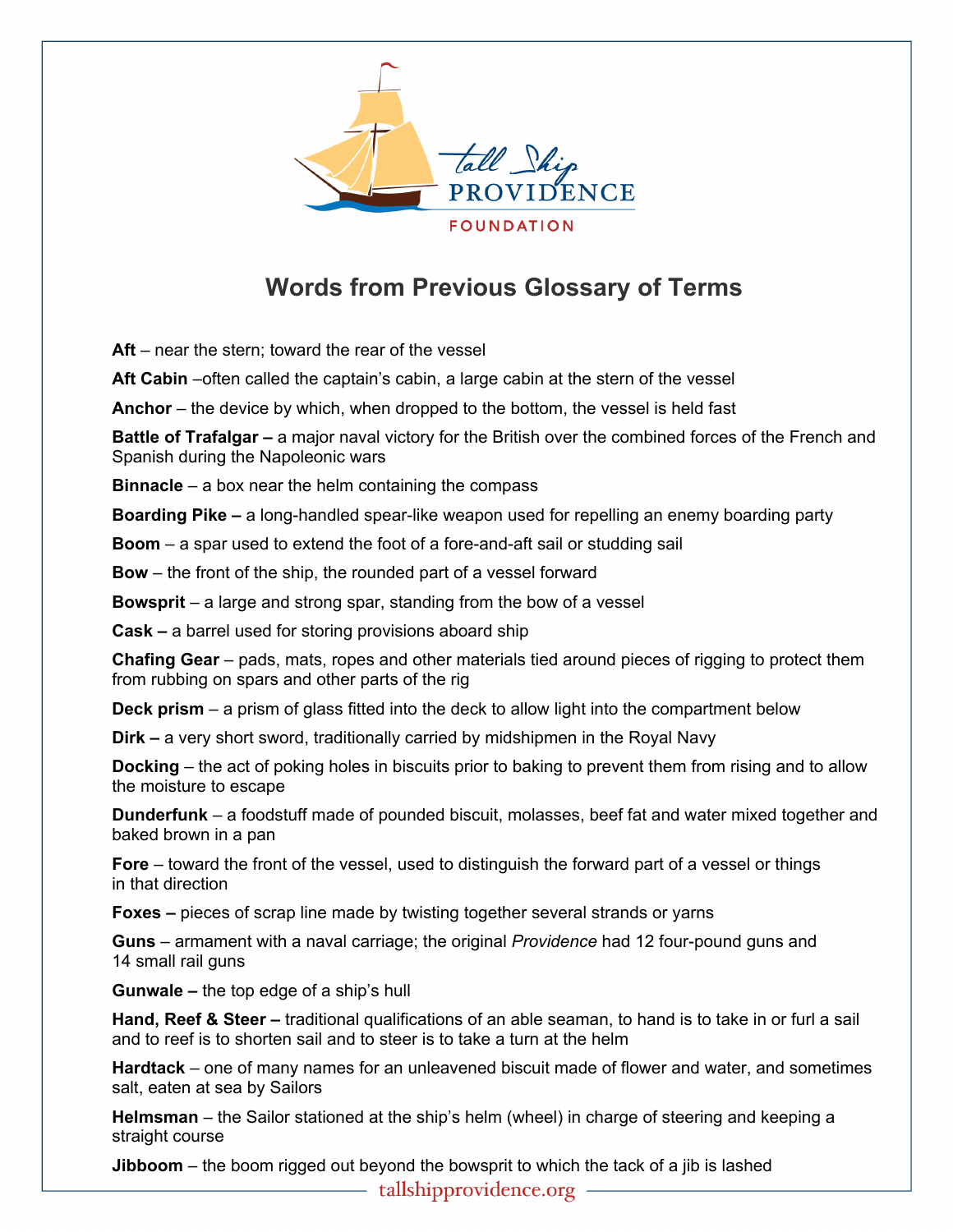# Words from Previous Glossary of Terms

**Aft** – near the stern; toward the rear of the vessel

**Aft Cabin** –often called the captain's cabin, a large cabin at the stern of the vessel

**Anchor** – the device by which, when dropped to the bottom, the vessel is held fast

**Battle of Trafalgar –** a major naval victory for the British over the combined forces of the French and Spanish during the Napoleonic wars

**Binnacle** – a box near the helm containing the compass

**Boarding Pike –** a long-handled spear-like weapon used for repelling an enemy boarding party

**Boom** – a spar used to extend the foot of a fore-and-aft sail or studding sail

**Bow** – the front of the ship, the rounded part of a vessel forward

**Bowsprit** – a large and strong spar, standing from the bow of a vessel

**Cask –** a barrel used for storing provisions aboard ship

**Chafing Gear** – pads, mats, ropes and other materials tied around pieces of rigging to protect them from rubbing on spars and other parts of the rig

**Deck prism** – a prism of glass fitted into the deck to allow light into the compartment below

**Dirk –** a very short sword, traditionally carried by midshipmen in the Royal Navy

**Docking** – the act of poking holes in biscuits prior to baking to prevent them from rising and to allow the moisture to escape

**Dunderfunk** – a foodstuff made of pounded biscuit, molasses, beef fat and water mixed together and baked brown in a pan

**Fore** – toward the front of the vessel, used to distinguish the forward part of a vessel or things in that direction

**Foxes –** pieces of scrap line made by twisting together several strands or yarns

**Guns** – armament with a naval carriage; the original *Providence* had 12 four-pound guns and 14 small rail guns

**Gunwale –** the top edge of a ship's hull

**Hand, Reef & Steer –** traditional qualifications of an able seaman, to hand is to take in or furl a sail and to reef is to shorten sail and to steer is to take a turn at the helm

**Hardtack** – one of many names for an unleavened biscuit made of flower and water, and sometimes salt, eaten at sea by Sailors

**Helmsman** – the Sailor stationed at the ship's helm (wheel) in charge of steering and keeping a straight course

**Jibboom** – the boom rigged out beyond the bowsprit to which the tack of a jib is lashed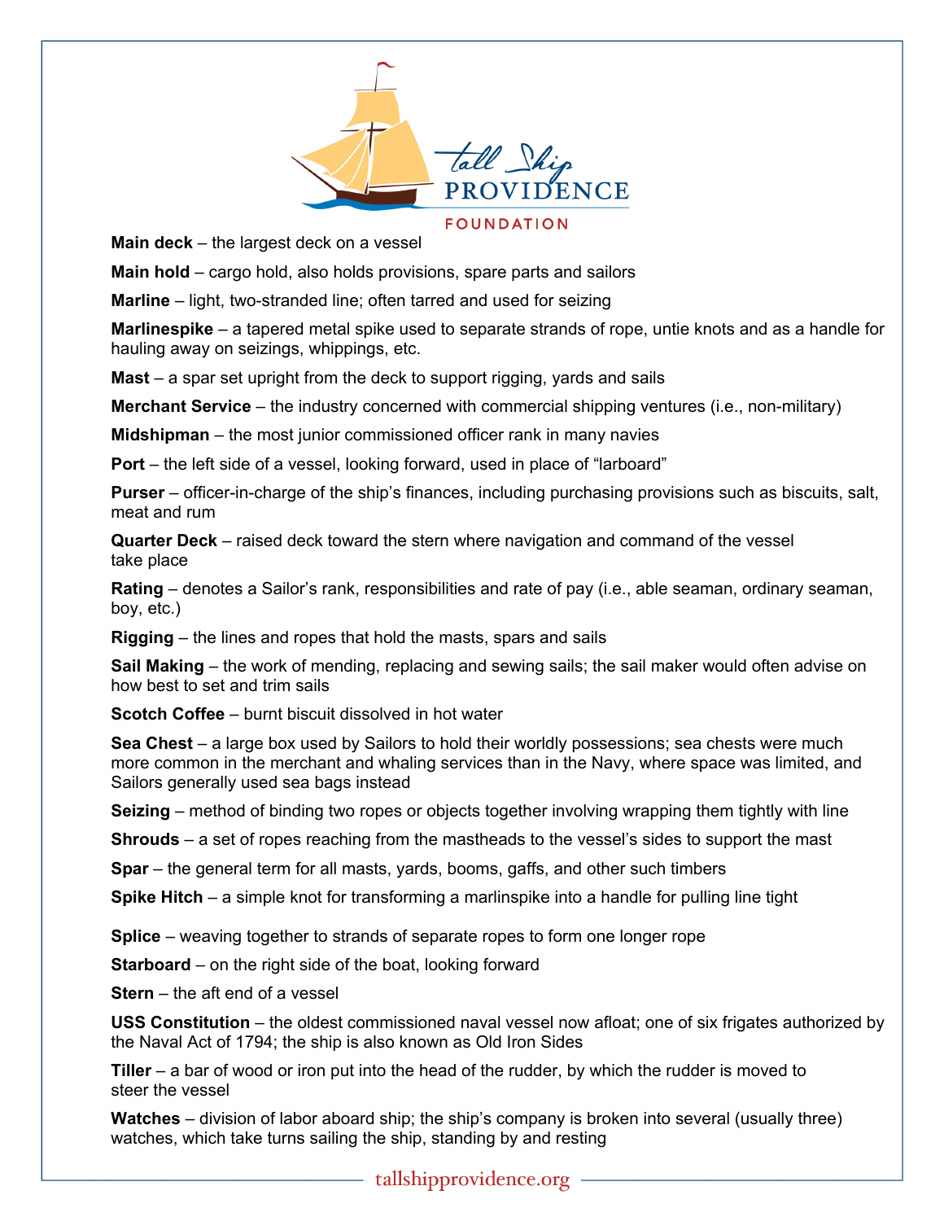**Main deck** – the largest deck on a vessel

**Main hold** – cargo hold, also holds provisions, spare parts and sailors

**Marline** – light, two-stranded line; often tarred and used for seizing

**Marlinespike** – a tapered metal spike used to separate strands of rope, untie knots and as a handle for hauling away on seizings, whippings, etc.

**Mast** – a spar set upright from the deck to support rigging, yards and sails

**Merchant Service** – the industry concerned with commercial shipping ventures (i.e., non-military)

**Midshipman** – the most junior commissioned officer rank in many navies

**Port** – the left side of a vessel, looking forward, used in place of "larboard"

**Purser** – officer-in-charge of the ship's finances, including purchasing provisions such as biscuits, salt, meat and rum

**Quarter Deck** – raised deck toward the stern where navigation and command of the vessel take place

**Rating** – denotes a Sailor's rank, responsibilities and rate of pay (i.e., able seaman, ordinary seaman, boy, etc.)

**Rigging** – the lines and ropes that hold the masts, spars and sails

**Sail Making** – the work of mending, replacing and sewing sails; the sail maker would often advise on how best to set and trim sails

**Scotch Coffee** – burnt biscuit dissolved in hot water

**Sea Chest** – a large box used by Sailors to hold their worldly possessions; sea chests were much more common in the merchant and whaling services than in the Navy, where space was limited, and Sailors generally used sea bags instead

**Seizing** – method of binding two ropes or objects together involving wrapping them tightly with line

**Shrouds** – a set of ropes reaching from the mastheads to the vessel's sides to support the mast

**Spar** – the general term for all masts, yards, booms, gaffs, and other such timbers

**Spike Hitch** – a simple knot for transforming a marlinspike into a handle for pulling line tight

**Splice** – weaving together to strands of separate ropes to form one longer rope

**Starboard** – on the right side of the boat, looking forward

**Stern** – the aft end of a vessel

**USS Constitution** – the oldest commissioned naval vessel now afloat; one of six frigates authorized by the Naval Act of 1794; the ship is also known as Old Iron Sides

**Tiller** – a bar of wood or iron put into the head of the rudder, by which the rudder is moved to steer the vessel

**Watches** – division of labor aboard ship; the ship's company is broken into several (usually three) watches, which take turns sailing the ship, standing by and resting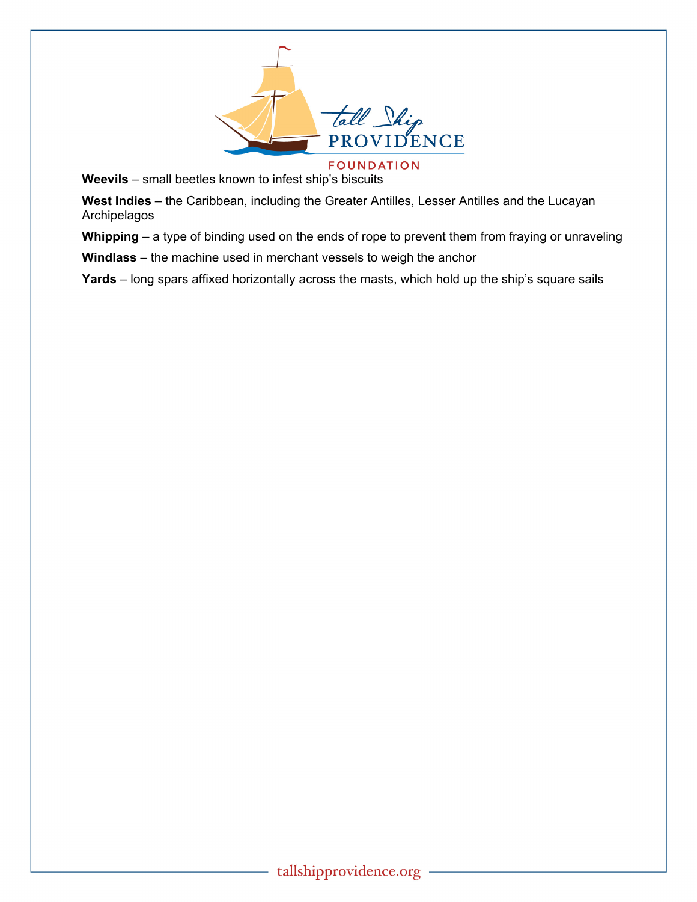**Weevils** – small beetles known to infest ship's biscuits

**West Indies** – the Caribbean, including the Greater Antilles, Lesser Antilles and the Lucayan Archipelagos

**Whipping** – a type of binding used on the ends of rope to prevent them from fraying or unraveling

**Windlass** – the machine used in merchant vessels to weigh the anchor

**Yards** – long spars affixed horizontally across the masts, which hold up the ship's square sails